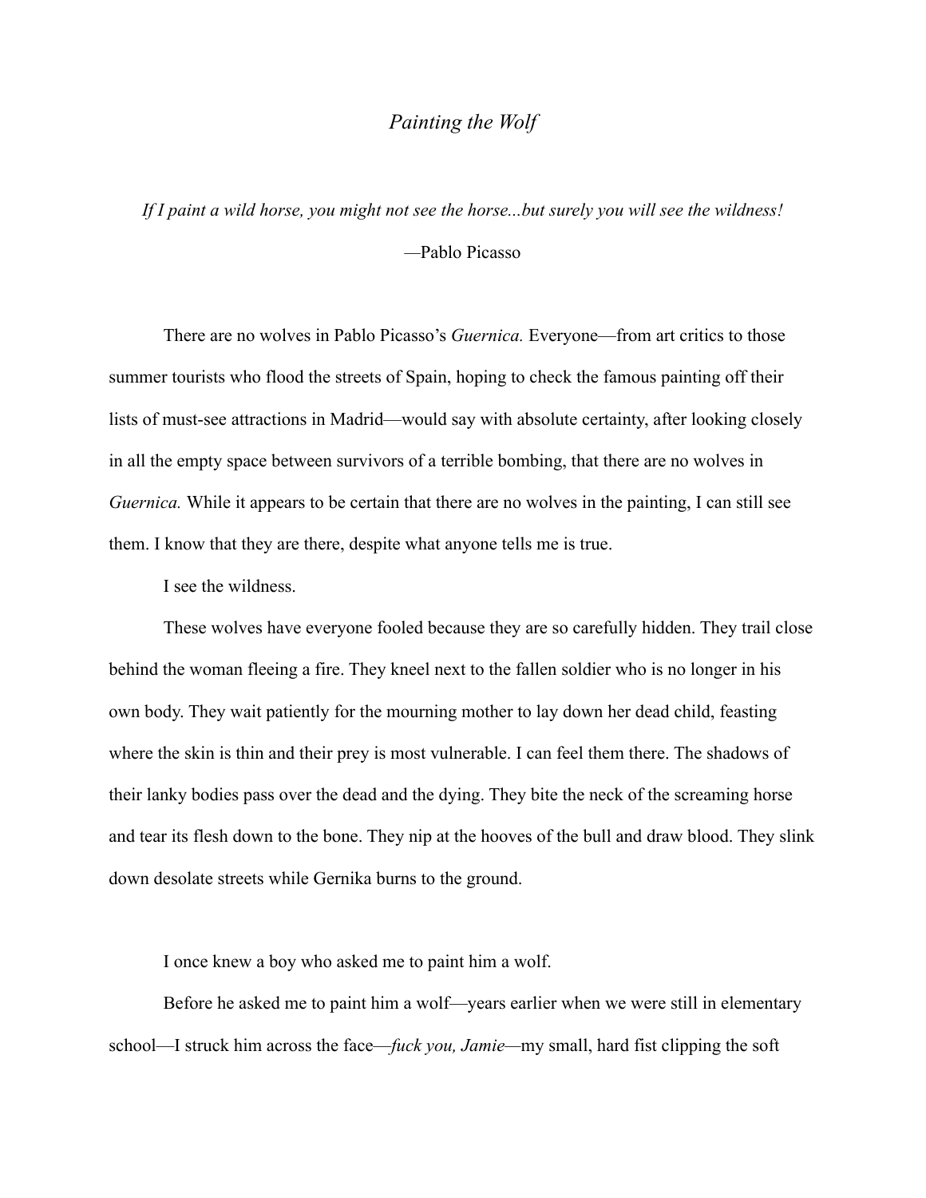# *Painting the Wolf*

*If I paint a wild horse, you might not see the horse...but surely you will see the wildness!*

—Pablo Picasso

There are no wolves in Pablo Picasso's *Guernica.* Everyone—from art critics to those summer tourists who flood the streets of Spain, hoping to check the famous painting off their lists of must-see attractions in Madrid—would say with absolute certainty, after looking closely in all the empty space between survivors of a terrible bombing, that there are no wolves in *Guernica.* While it appears to be certain that there are no wolves in the painting, I can still see them. I know that they are there, despite what anyone tells me is true.

I see the wildness.

These wolves have everyone fooled because they are so carefully hidden. They trail close behind the woman fleeing a fire. They kneel next to the fallen soldier who is no longer in his own body. They wait patiently for the mourning mother to lay down her dead child, feasting where the skin is thin and their prey is most vulnerable. I can feel them there. The shadows of their lanky bodies pass over the dead and the dying. They bite the neck of the screaming horse and tear its flesh down to the bone. They nip at the hooves of the bull and draw blood. They slink down desolate streets while Gernika burns to the ground.

I once knew a boy who asked me to paint him a wolf.

Before he asked me to paint him a wolf—years earlier when we were still in elementary school—I struck him across the face—*fuck you, Jamie*—my small, hard fist clipping the soft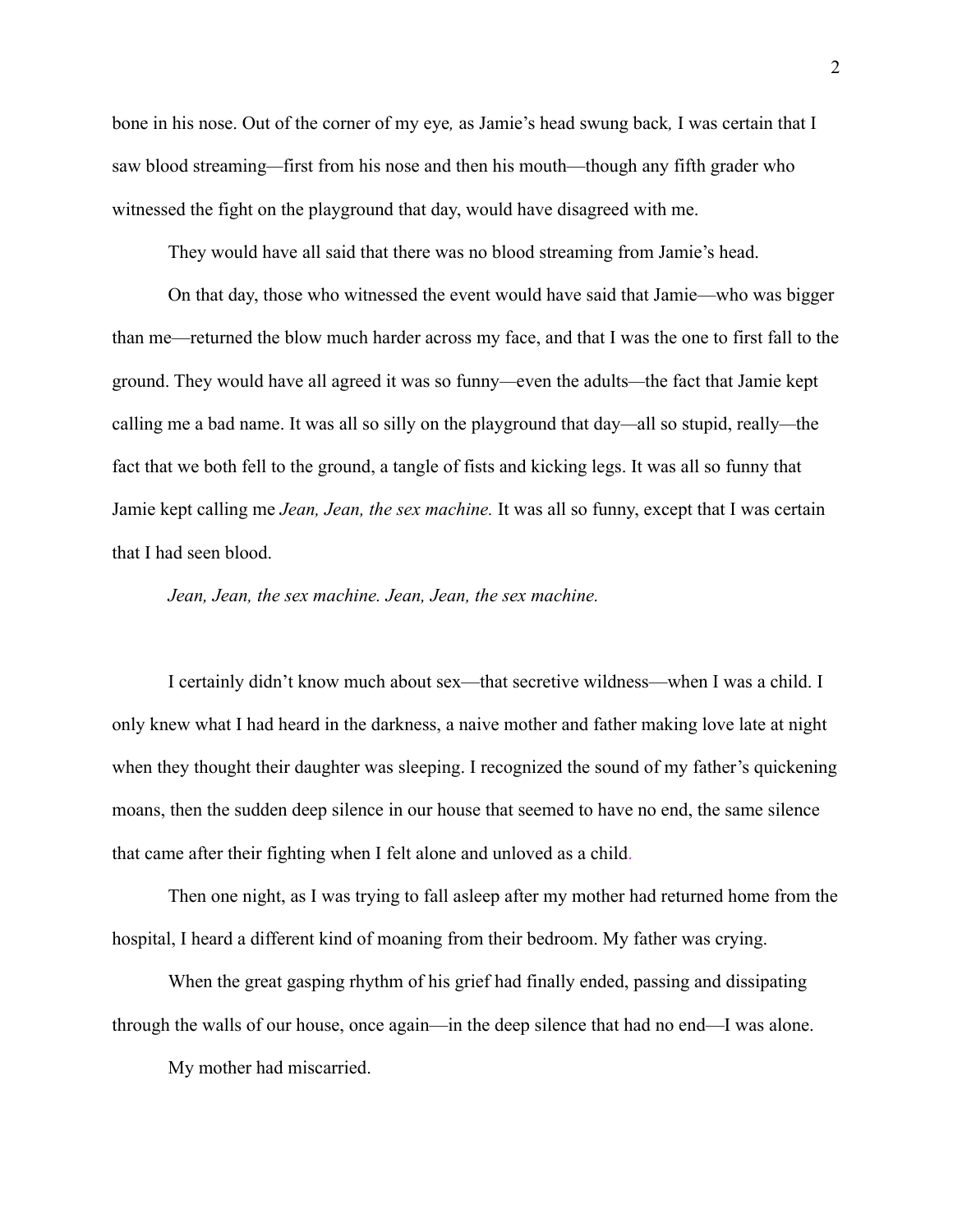bone in his nose. Out of the corner of my eye*,* as Jamie's head swung back*,* I was certain that I saw blood streaming—first from his nose and then his mouth—though any fifth grader who witnessed the fight on the playground that day, would have disagreed with me.

They would have all said that there was no blood streaming from Jamie's head.

On that day, those who witnessed the event would have said that Jamie—who was bigger than me—returned the blow much harder across my face, and that I was the one to first fall to the ground. They would have all agreed it was so funny—even the adults—the fact that Jamie kept calling me a bad name. It was all so silly on the playground that day—all so stupid, really—the fact that we both fell to the ground, a tangle of fists and kicking legs. It was all so funny that Jamie kept calling me *Jean, Jean, the sex machine.* It was all so funny, except that I was certain that I had seen blood.

*Jean, Jean, the sex machine. Jean, Jean, the sex machine.*

I certainly didn't know much about sex—that secretive wildness—when I was a child. I only knew what I had heard in the darkness, a naive mother and father making love late at night when they thought their daughter was sleeping. I recognized the sound of my father's quickening moans, then the sudden deep silence in our house that seemed to have no end, the same silence that came after their fighting when I felt alone and unloved as a child.

Then one night, as I was trying to fall asleep after my mother had returned home from the hospital, I heard a different kind of moaning from their bedroom. My father was crying.

When the great gasping rhythm of his grief had finally ended, passing and dissipating through the walls of our house, once again—in the deep silence that had no end—I was alone.

My mother had miscarried.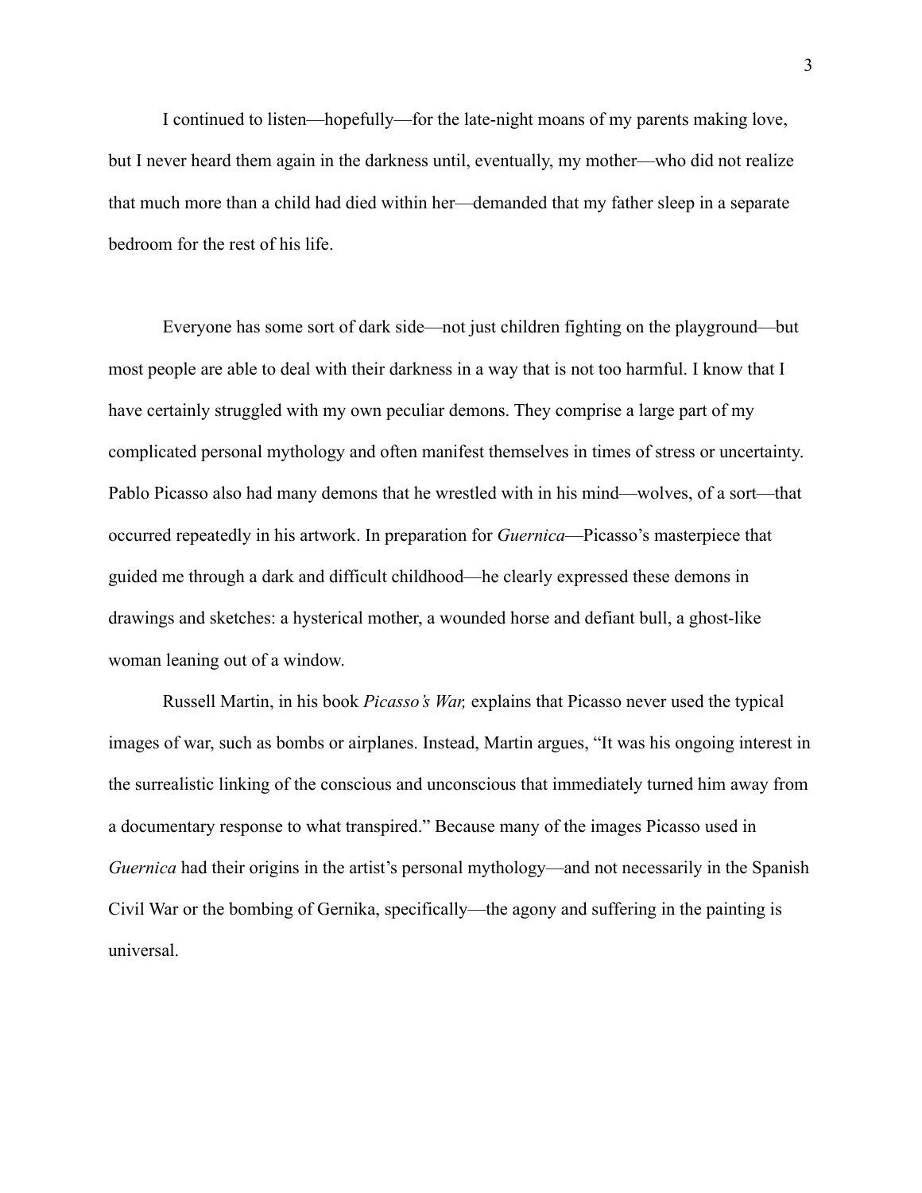I continued to listen—hopefully—for the late-night moans of my parents making love, but I never heard them again in the darkness until, eventually, my mother—who did not realize that much more than a child had died within her—demanded that my father sleep in a separate bedroom for the rest of his life.

Everyone has some sort of dark side—not just children fighting on the playground—but most people are able to deal with their darkness in a way that is not too harmful. I know that I have certainly struggled with my own peculiar demons. They comprise a large part of my complicated personal mythology and often manifest themselves in times of stress or uncertainty. Pablo Picasso also had many demons that he wrestled with in his mind—wolves, of a sort—that occurred repeatedly in his artwork. In preparation for *Guernica*—Picasso's masterpiece that guided me through a dark and difficult childhood—he clearly expressed these demons in drawings and sketches: a hysterical mother, a wounded horse and defiant bull, a ghost-like woman leaning out of a window.

Russell Martin, in his book *Picasso's War,* explains that Picasso never used the typical images of war, such as bombs or airplanes. Instead, Martin argues, "It was his ongoing interest in the surrealistic linking of the conscious and unconscious that immediately turned him away from a documentary response to what transpired." Because many of the images Picasso used in *Guernica* had their origins in the artist's personal mythology—and not necessarily in the Spanish Civil War or the bombing of Gernika, specifically—the agony and suffering in the painting is universal.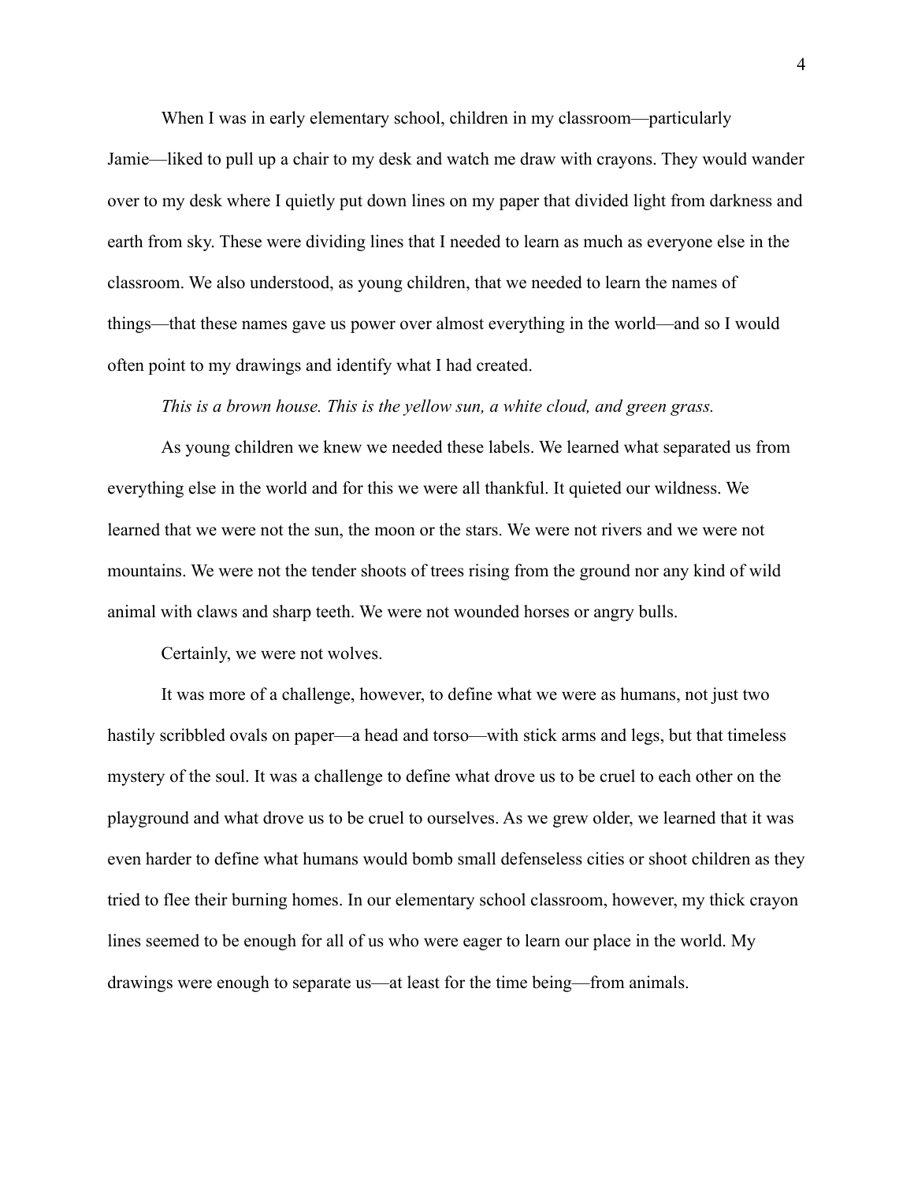When I was in early elementary school, children in my classroom—particularly Jamie—liked to pull up a chair to my desk and watch me draw with crayons. They would wander over to my desk where I quietly put down lines on my paper that divided light from darkness and earth from sky. These were dividing lines that I needed to learn as much as everyone else in the classroom. We also understood, as young children, that we needed to learn the names of things—that these names gave us power over almost everything in the world—and so I would often point to my drawings and identify what I had created.

*This is a brown house. This is the yellow sun, a white cloud, and green grass.*

As young children we knew we needed these labels. We learned what separated us from everything else in the world and for this we were all thankful. It quieted our wildness. We learned that we were not the sun, the moon or the stars. We were not rivers and we were not mountains. We were not the tender shoots of trees rising from the ground nor any kind of wild animal with claws and sharp teeth. We were not wounded horses or angry bulls.

Certainly, we were not wolves.

It was more of a challenge, however, to define what we were as humans, not just two hastily scribbled ovals on paper—a head and torso—with stick arms and legs, but that timeless mystery of the soul. It was a challenge to define what drove us to be cruel to each other on the playground and what drove us to be cruel to ourselves. As we grew older, we learned that it was even harder to define what humans would bomb small defenseless cities or shoot children as they tried to flee their burning homes. In our elementary school classroom, however, my thick crayon lines seemed to be enough for all of us who were eager to learn our place in the world. My drawings were enough to separate us—at least for the time being—from animals.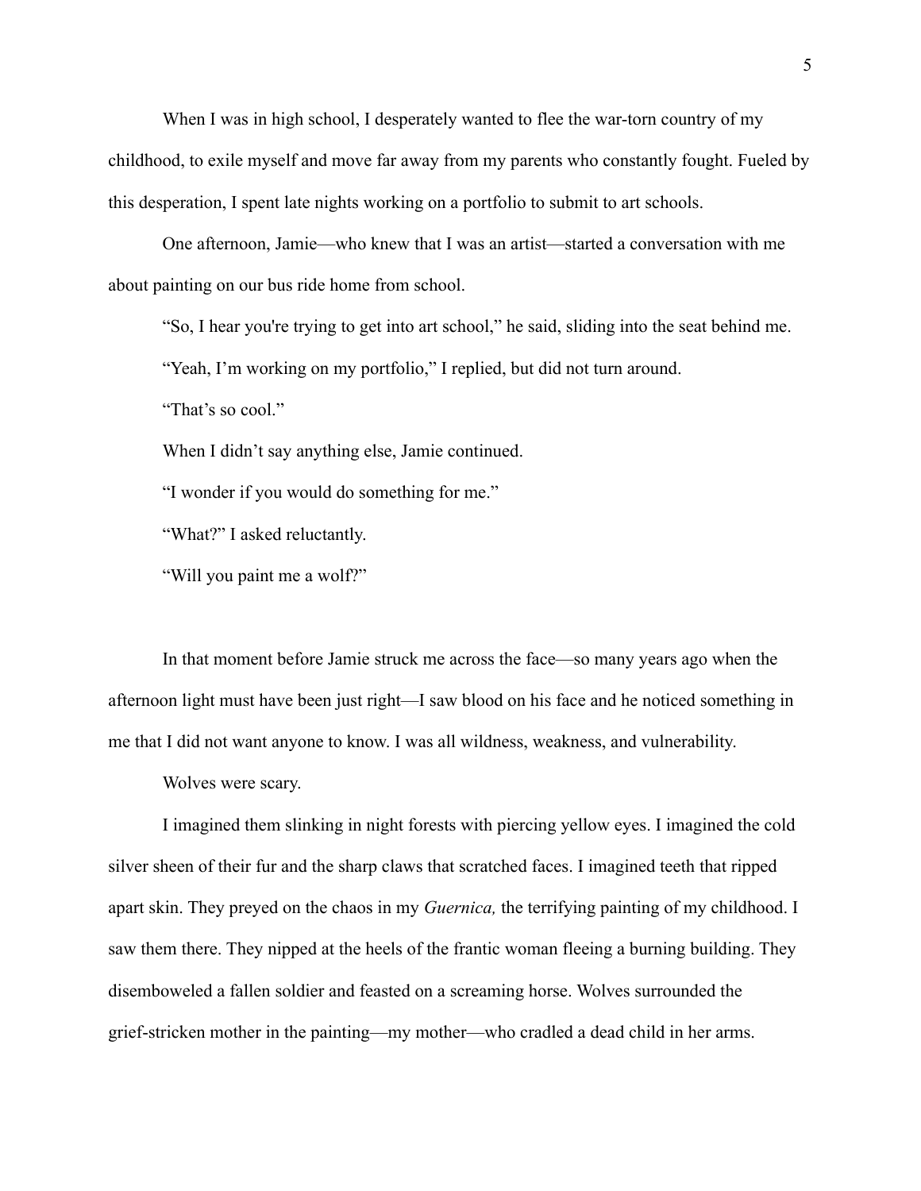When I was in high school, I desperately wanted to flee the war-torn country of my childhood, to exile myself and move far away from my parents who constantly fought. Fueled by this desperation, I spent late nights working on a portfolio to submit to art schools.

One afternoon, Jamie—who knew that I was an artist—started a conversation with me about painting on our bus ride home from school.

"So, I hear you're trying to get into art school," he said, sliding into the seat behind me.

"Yeah, I'm working on my portfolio," I replied, but did not turn around.

"That's so cool."

When I didn't say anything else, Jamie continued.

"I wonder if you would do something for me."

"What?" I asked reluctantly.

"Will you paint me a wolf?"

In that moment before Jamie struck me across the face—so many years ago when the afternoon light must have been just right—I saw blood on his face and he noticed something in me that I did not want anyone to know. I was all wildness, weakness, and vulnerability.

Wolves were scary.

I imagined them slinking in night forests with piercing yellow eyes. I imagined the cold silver sheen of their fur and the sharp claws that scratched faces. I imagined teeth that ripped apart skin. They preyed on the chaos in my *Guernica,* the terrifying painting of my childhood. I saw them there. They nipped at the heels of the frantic woman fleeing a burning building. They disemboweled a fallen soldier and feasted on a screaming horse. Wolves surrounded the grief-stricken mother in the painting—my mother—who cradled a dead child in her arms.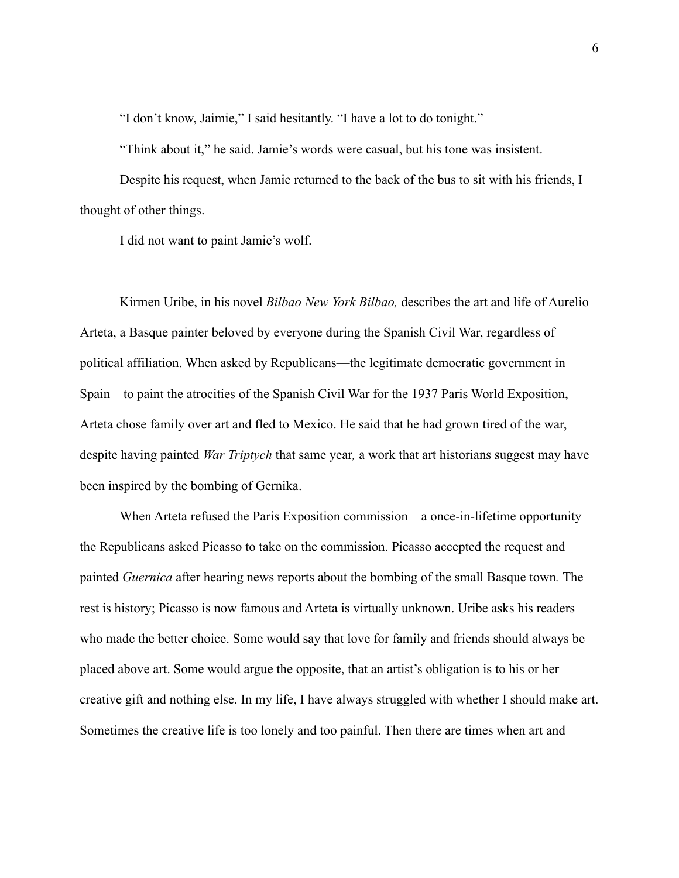“I don’t know, Jaimie,” I said hesitantly. “I have a lot to do tonight.”

“Think about it,” he said. Jamie’s words were casual, but his tone was insistent.

Despite his request, when Jamie returned to the back of the bus to sit with his friends, I thought of other things.

I did not want to paint Jamie’s wolf.

Kirmen Uribe, in his novel *Bilbao New York Bilbao,* describes the art and life of Aurelio Arteta, a Basque painter beloved by everyone during the Spanish Civil War, regardless of political affiliation. When asked by Republicans—the legitimate democratic government in Spain—to paint the atrocities of the Spanish Civil War for the 1937 Paris World Exposition, Arteta chose family over art and fled to Mexico. He said that he had grown tired of the war, despite having painted *War Triptych* that same year*,* a work that art historians suggest may have been inspired by the bombing of Gernika.

When Arteta refused the Paris Exposition commission—a once-in-lifetime opportunity—the Republicans asked Picasso to take on the commission. Picasso accepted the request and painted *Guernica* after hearing news reports about the bombing of the small Basque town*.* The rest is history; Picasso is now famous and Arteta is virtually unknown. Uribe asks his readers who made the better choice. Some would say that love for family and friends should always be placed above art. Some would argue the opposite, that an artist’s obligation is to his or her creative gift and nothing else. In my life, I have always struggled with whether I should make art. Sometimes the creative life is too lonely and too painful. Then there are times when art and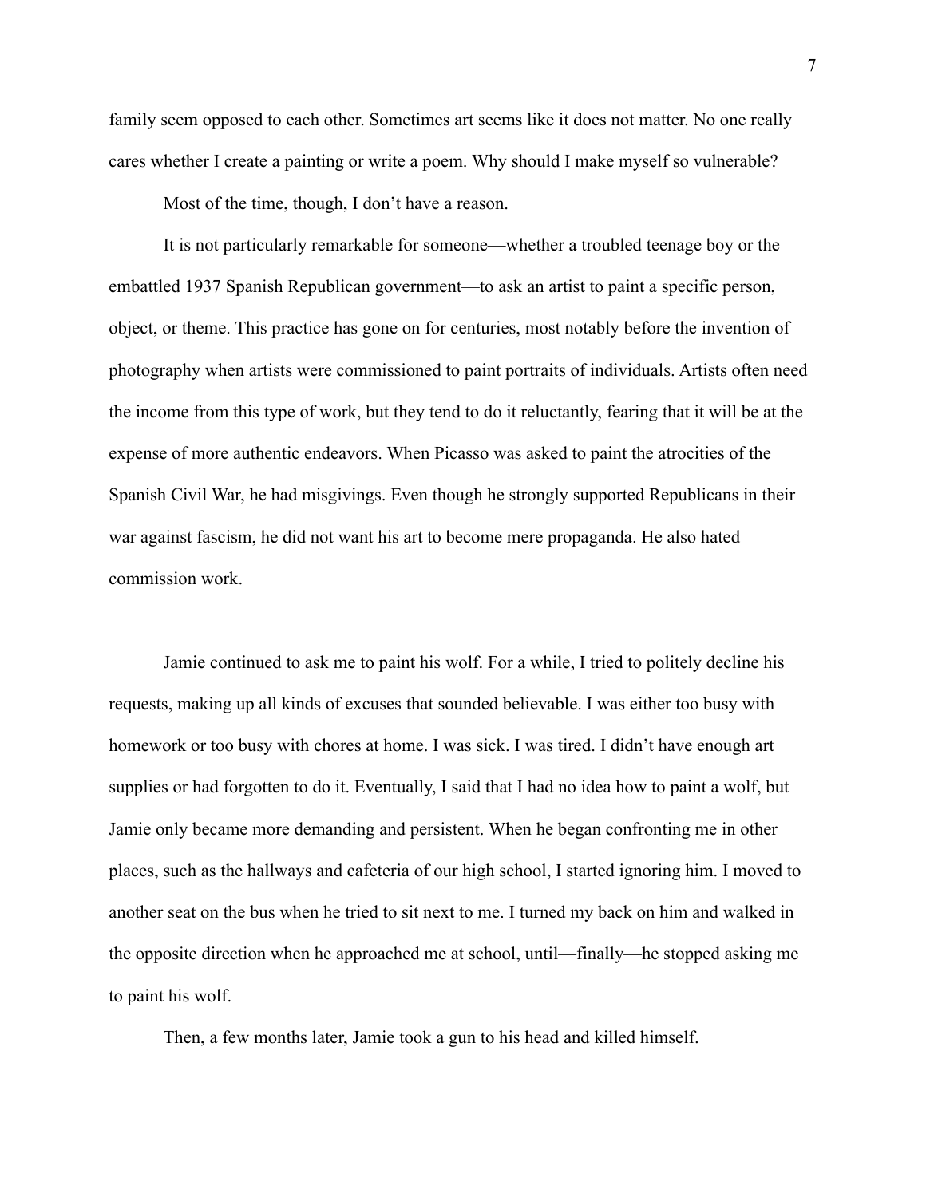family seem opposed to each other. Sometimes art seems like it does not matter. No one really cares whether I create a painting or write a poem. Why should I make myself so vulnerable?

Most of the time, though, I don't have a reason.

It is not particularly remarkable for someone—whether a troubled teenage boy or the embattled 1937 Spanish Republican government—to ask an artist to paint a specific person, object, or theme. This practice has gone on for centuries, most notably before the invention of photography when artists were commissioned to paint portraits of individuals. Artists often need the income from this type of work, but they tend to do it reluctantly, fearing that it will be at the expense of more authentic endeavors. When Picasso was asked to paint the atrocities of the Spanish Civil War, he had misgivings. Even though he strongly supported Republicans in their war against fascism, he did not want his art to become mere propaganda. He also hated commission work.

Jamie continued to ask me to paint his wolf. For a while, I tried to politely decline his requests, making up all kinds of excuses that sounded believable. I was either too busy with homework or too busy with chores at home. I was sick. I was tired. I didn't have enough art supplies or had forgotten to do it. Eventually, I said that I had no idea how to paint a wolf, but Jamie only became more demanding and persistent. When he began confronting me in other places, such as the hallways and cafeteria of our high school, I started ignoring him. I moved to another seat on the bus when he tried to sit next to me. I turned my back on him and walked in the opposite direction when he approached me at school, until—finally—he stopped asking me to paint his wolf.

Then, a few months later, Jamie took a gun to his head and killed himself.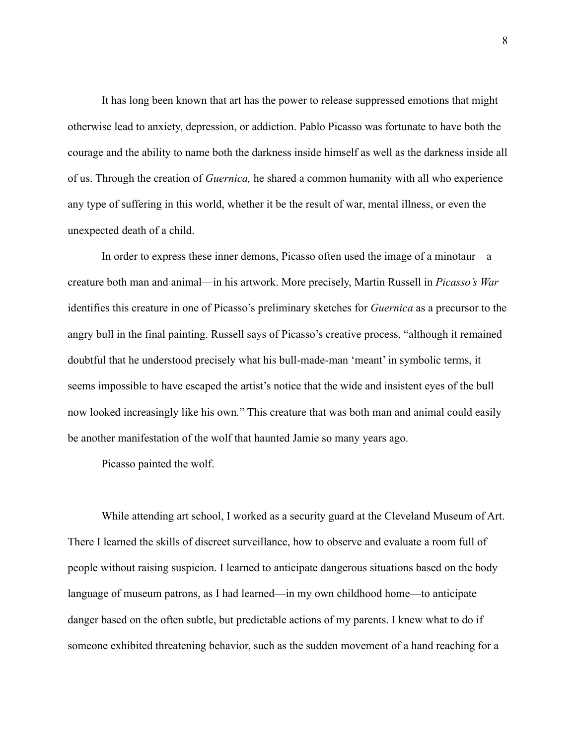It has long been known that art has the power to release suppressed emotions that might otherwise lead to anxiety, depression, or addiction. Pablo Picasso was fortunate to have both the courage and the ability to name both the darkness inside himself as well as the darkness inside all of us. Through the creation of *Guernica,* he shared a common humanity with all who experience any type of suffering in this world, whether it be the result of war, mental illness, or even the unexpected death of a child.

In order to express these inner demons, Picasso often used the image of a minotaur—a creature both man and animal—in his artwork. More precisely, Martin Russell in *Picasso's War* identifies this creature in one of Picasso's preliminary sketches for *Guernica* as a precursor to the angry bull in the final painting. Russell says of Picasso's creative process, "although it remained doubtful that he understood precisely what his bull-made-man 'meant' in symbolic terms, it seems impossible to have escaped the artist's notice that the wide and insistent eyes of the bull now looked increasingly like his own." This creature that was both man and animal could easily be another manifestation of the wolf that haunted Jamie so many years ago.

Picasso painted the wolf.

While attending art school, I worked as a security guard at the Cleveland Museum of Art. There I learned the skills of discreet surveillance, how to observe and evaluate a room full of people without raising suspicion. I learned to anticipate dangerous situations based on the body language of museum patrons, as I had learned—in my own childhood home—to anticipate danger based on the often subtle, but predictable actions of my parents. I knew what to do if someone exhibited threatening behavior, such as the sudden movement of a hand reaching for a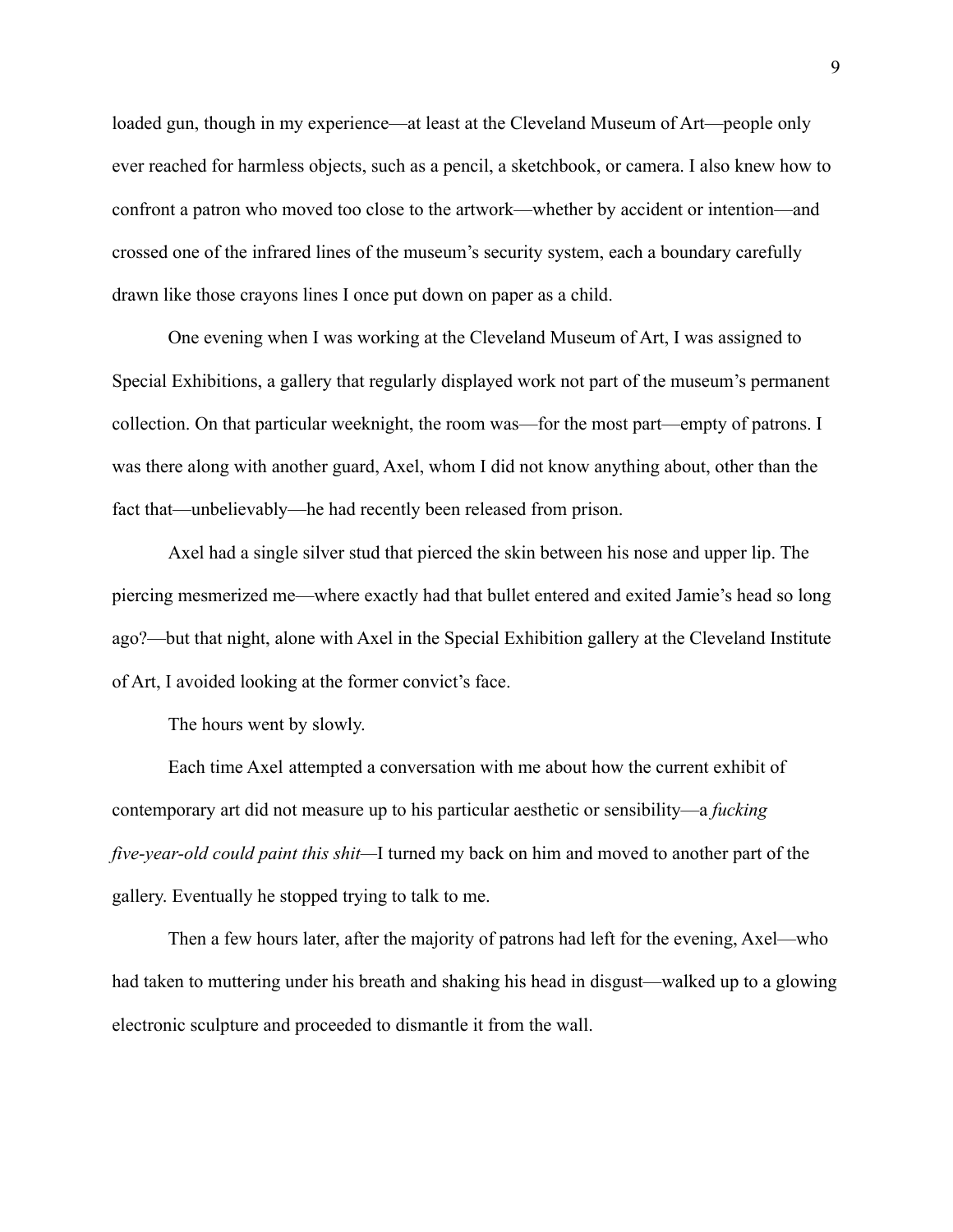loaded gun, though in my experience—at least at the Cleveland Museum of Art—people only ever reached for harmless objects, such as a pencil, a sketchbook, or camera. I also knew how to confront a patron who moved too close to the artwork—whether by accident or intention—and crossed one of the infrared lines of the museum's security system, each a boundary carefully drawn like those crayons lines I once put down on paper as a child.

One evening when I was working at the Cleveland Museum of Art, I was assigned to Special Exhibitions, a gallery that regularly displayed work not part of the museum's permanent collection. On that particular weeknight, the room was—for the most part—empty of patrons. I was there along with another guard, Axel, whom I did not know anything about, other than the fact that—unbelievably—he had recently been released from prison.

Axel had a single silver stud that pierced the skin between his nose and upper lip. The piercing mesmerized me—where exactly had that bullet entered and exited Jamie's head so long ago?—but that night, alone with Axel in the Special Exhibition gallery at the Cleveland Institute of Art, I avoided looking at the former convict's face.

The hours went by slowly.

Each time Axel attempted a conversation with me about how the current exhibit of contemporary art did not measure up to his particular aesthetic or sensibility—a *fucking five-year-old could paint this shit*—I turned my back on him and moved to another part of the gallery. Eventually he stopped trying to talk to me.

Then a few hours later, after the majority of patrons had left for the evening, Axel—who had taken to muttering under his breath and shaking his head in disgust—walked up to a glowing electronic sculpture and proceeded to dismantle it from the wall.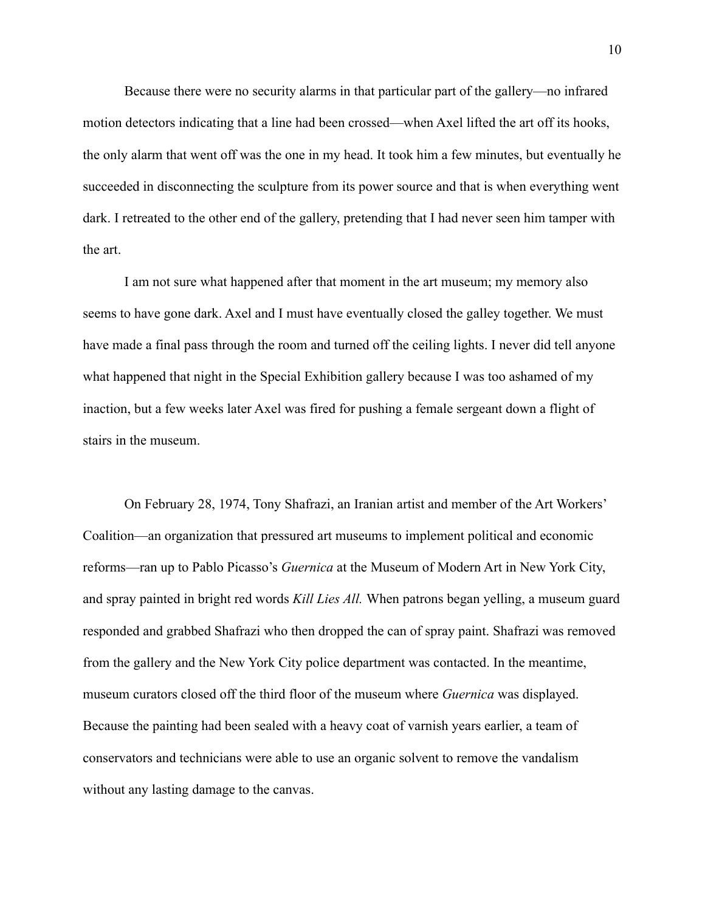Because there were no security alarms in that particular part of the gallery—no infrared motion detectors indicating that a line had been crossed—when Axel lifted the art off its hooks, the only alarm that went off was the one in my head. It took him a few minutes, but eventually he succeeded in disconnecting the sculpture from its power source and that is when everything went dark. I retreated to the other end of the gallery, pretending that I had never seen him tamper with the art.

I am not sure what happened after that moment in the art museum; my memory also seems to have gone dark. Axel and I must have eventually closed the galley together. We must have made a final pass through the room and turned off the ceiling lights. I never did tell anyone what happened that night in the Special Exhibition gallery because I was too ashamed of my inaction, but a few weeks later Axel was fired for pushing a female sergeant down a flight of stairs in the museum.

On February 28, 1974, Tony Shafrazi, an Iranian artist and member of the Art Workers' Coalition—an organization that pressured art museums to implement political and economic reforms—ran up to Pablo Picasso's *Guernica* at the Museum of Modern Art in New York City, and spray painted in bright red words *Kill Lies All.* When patrons began yelling, a museum guard responded and grabbed Shafrazi who then dropped the can of spray paint. Shafrazi was removed from the gallery and the New York City police department was contacted. In the meantime, museum curators closed off the third floor of the museum where *Guernica* was displayed. Because the painting had been sealed with a heavy coat of varnish years earlier, a team of conservators and technicians were able to use an organic solvent to remove the vandalism without any lasting damage to the canvas.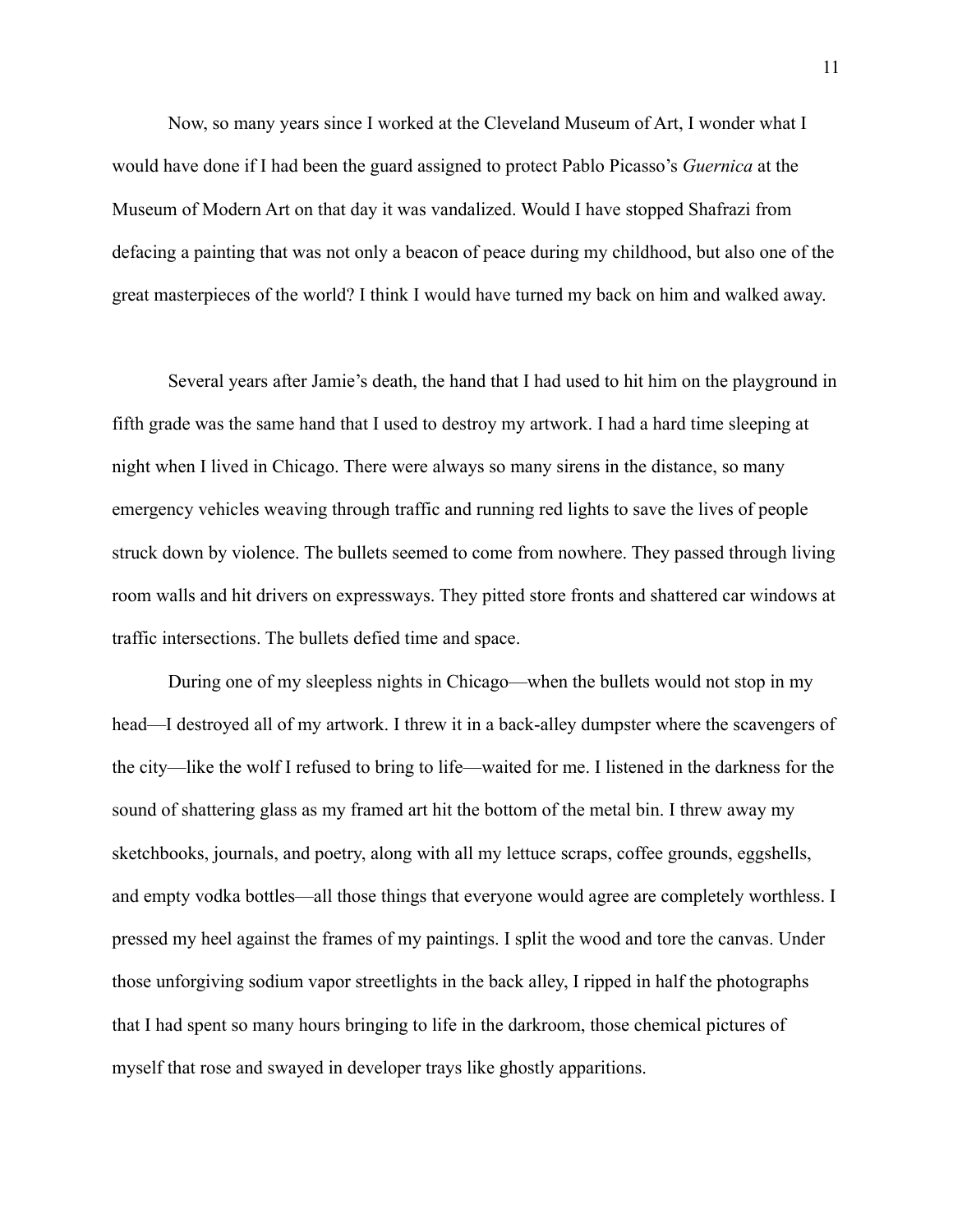Now, so many years since I worked at the Cleveland Museum of Art, I wonder what I would have done if I had been the guard assigned to protect Pablo Picasso's *Guernica* at the Museum of Modern Art on that day it was vandalized. Would I have stopped Shafrazi from defacing a painting that was not only a beacon of peace during my childhood, but also one of the great masterpieces of the world? I think I would have turned my back on him and walked away.

Several years after Jamie's death, the hand that I had used to hit him on the playground in fifth grade was the same hand that I used to destroy my artwork. I had a hard time sleeping at night when I lived in Chicago. There were always so many sirens in the distance, so many emergency vehicles weaving through traffic and running red lights to save the lives of people struck down by violence. The bullets seemed to come from nowhere. They passed through living room walls and hit drivers on expressways. They pitted store fronts and shattered car windows at traffic intersections. The bullets defied time and space.

During one of my sleepless nights in Chicago—when the bullets would not stop in my head—I destroyed all of my artwork. I threw it in a back-alley dumpster where the scavengers of the city—like the wolf I refused to bring to life—waited for me. I listened in the darkness for the sound of shattering glass as my framed art hit the bottom of the metal bin. I threw away my sketchbooks, journals, and poetry, along with all my lettuce scraps, coffee grounds, eggshells, and empty vodka bottles—all those things that everyone would agree are completely worthless. I pressed my heel against the frames of my paintings. I split the wood and tore the canvas. Under those unforgiving sodium vapor streetlights in the back alley, I ripped in half the photographs that I had spent so many hours bringing to life in the darkroom, those chemical pictures of myself that rose and swayed in developer trays like ghostly apparitions.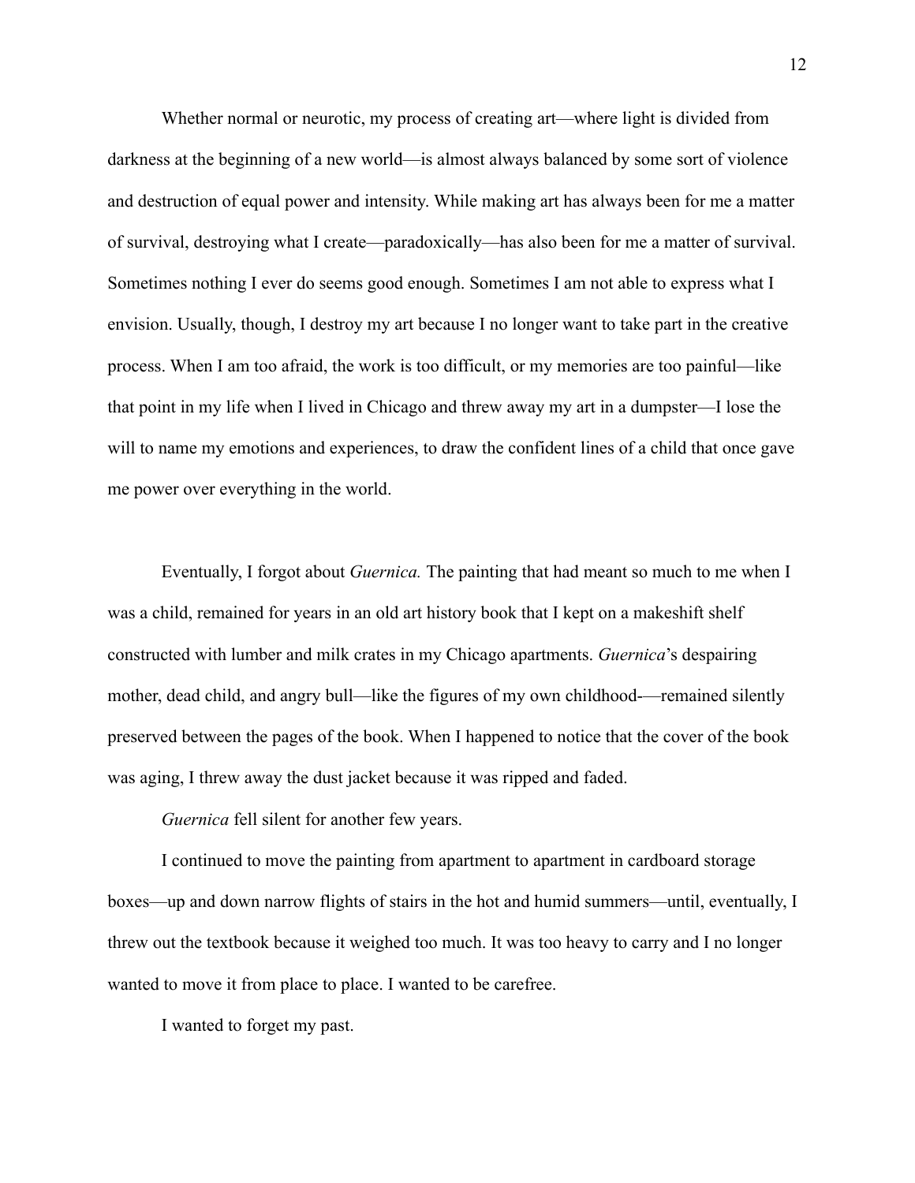Whether normal or neurotic, my process of creating art—where light is divided from darkness at the beginning of a new world—is almost always balanced by some sort of violence and destruction of equal power and intensity. While making art has always been for me a matter of survival, destroying what I create—paradoxically—has also been for me a matter of survival. Sometimes nothing I ever do seems good enough. Sometimes I am not able to express what I envision. Usually, though, I destroy my art because I no longer want to take part in the creative process. When I am too afraid, the work is too difficult, or my memories are too painful—like that point in my life when I lived in Chicago and threw away my art in a dumpster—I lose the will to name my emotions and experiences, to draw the confident lines of a child that once gave me power over everything in the world.

Eventually, I forgot about *Guernica.* The painting that had meant so much to me when I was a child, remained for years in an old art history book that I kept on a makeshift shelf constructed with lumber and milk crates in my Chicago apartments. *Guernica*'s despairing mother, dead child, and angry bull—like the figures of my own childhood-—remained silently preserved between the pages of the book. When I happened to notice that the cover of the book was aging, I threw away the dust jacket because it was ripped and faded.

*Guernica* fell silent for another few years.

I continued to move the painting from apartment to apartment in cardboard storage boxes—up and down narrow flights of stairs in the hot and humid summers—until, eventually, I threw out the textbook because it weighed too much. It was too heavy to carry and I no longer wanted to move it from place to place. I wanted to be carefree.

I wanted to forget my past.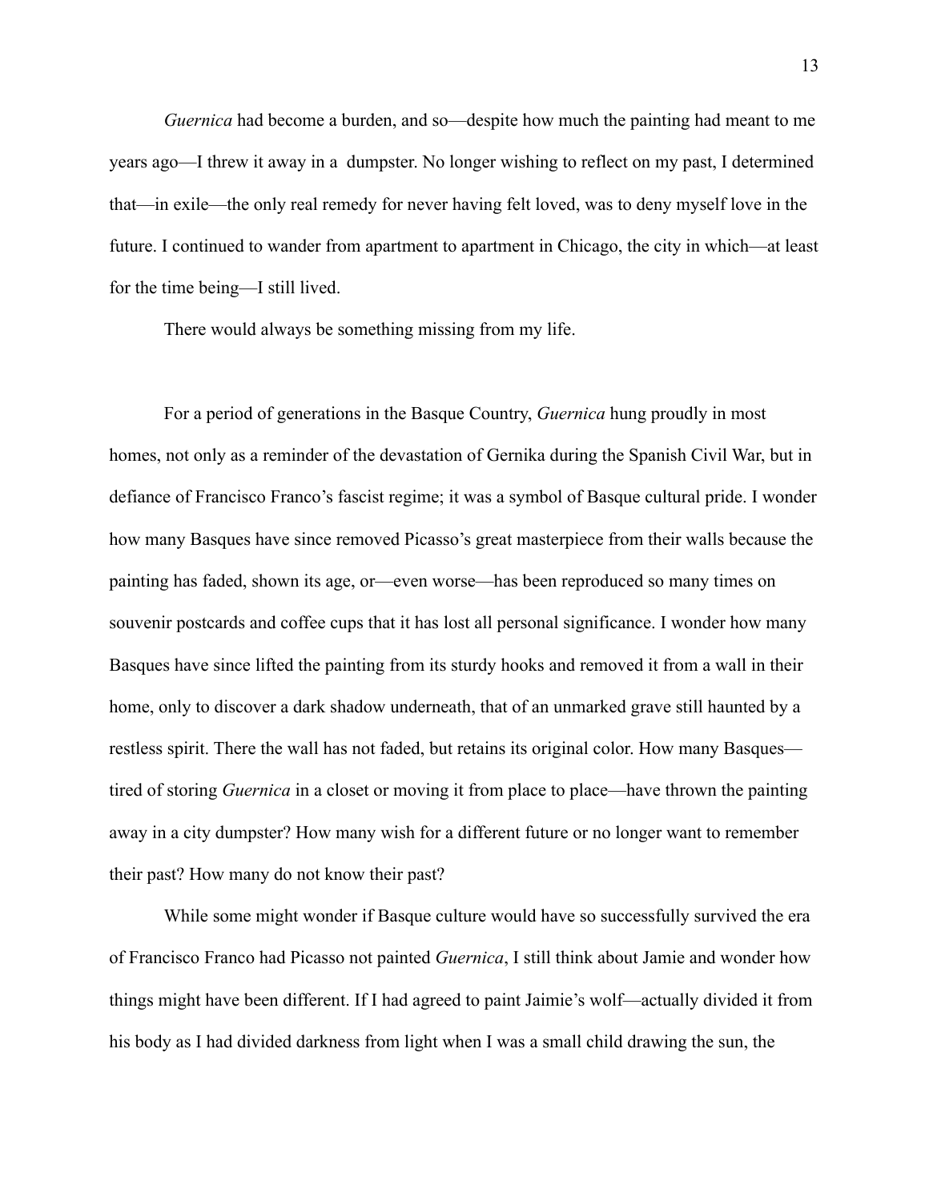*Guernica* had become a burden, and so—despite how much the painting had meant to me years ago—I threw it away in a dumpster. No longer wishing to reflect on my past, I determined that—in exile—the only real remedy for never having felt loved, was to deny myself love in the future. I continued to wander from apartment to apartment in Chicago, the city in which—at least for the time being—I still lived.

There would always be something missing from my life.

For a period of generations in the Basque Country, *Guernica* hung proudly in most homes, not only as a reminder of the devastation of Gernika during the Spanish Civil War, but in defiance of Francisco Franco's fascist regime; it was a symbol of Basque cultural pride. I wonder how many Basques have since removed Picasso's great masterpiece from their walls because the painting has faded, shown its age, or—even worse—has been reproduced so many times on souvenir postcards and coffee cups that it has lost all personal significance. I wonder how many Basques have since lifted the painting from its sturdy hooks and removed it from a wall in their home, only to discover a dark shadow underneath, that of an unmarked grave still haunted by a restless spirit. There the wall has not faded, but retains its original color. How many Basques—tired of storing *Guernica* in a closet or moving it from place to place—have thrown the painting away in a city dumpster? How many wish for a different future or no longer want to remember their past? How many do not know their past?

While some might wonder if Basque culture would have so successfully survived the era of Francisco Franco had Picasso not painted *Guernica*, I still think about Jamie and wonder how things might have been different. If I had agreed to paint Jaimie's wolf—actually divided it from his body as I had divided darkness from light when I was a small child drawing the sun, the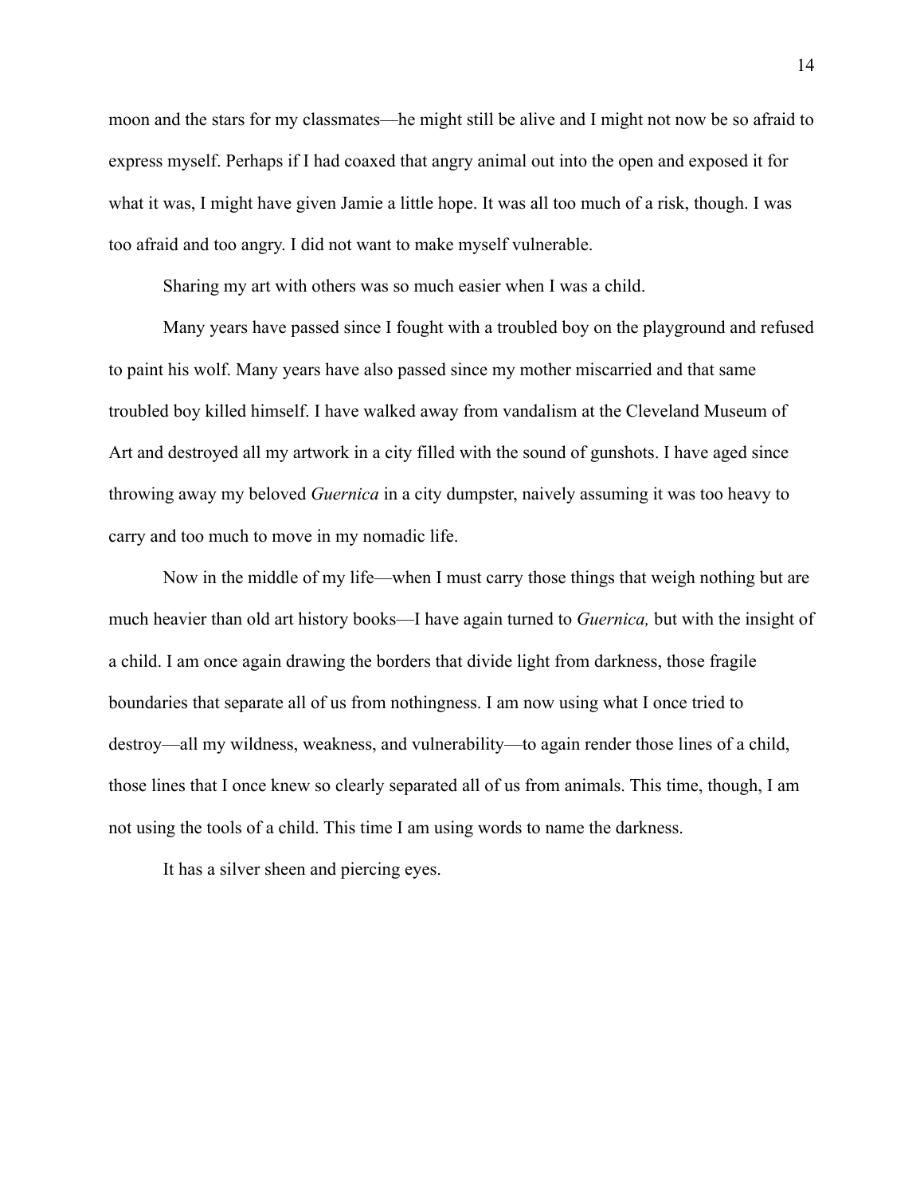moon and the stars for my classmates—he might still be alive and I might not now be so afraid to express myself. Perhaps if I had coaxed that angry animal out into the open and exposed it for what it was, I might have given Jamie a little hope. It was all too much of a risk, though. I was too afraid and too angry. I did not want to make myself vulnerable.

Sharing my art with others was so much easier when I was a child.

Many years have passed since I fought with a troubled boy on the playground and refused to paint his wolf. Many years have also passed since my mother miscarried and that same troubled boy killed himself. I have walked away from vandalism at the Cleveland Museum of Art and destroyed all my artwork in a city filled with the sound of gunshots. I have aged since throwing away my beloved *Guernica* in a city dumpster, naively assuming it was too heavy to carry and too much to move in my nomadic life.

Now in the middle of my life—when I must carry those things that weigh nothing but are much heavier than old art history books—I have again turned to *Guernica,* but with the insight of a child. I am once again drawing the borders that divide light from darkness, those fragile boundaries that separate all of us from nothingness. I am now using what I once tried to destroy—all my wildness, weakness, and vulnerability—to again render those lines of a child, those lines that I once knew so clearly separated all of us from animals. This time, though, I am not using the tools of a child. This time I am using words to name the darkness.

It has a silver sheen and piercing eyes.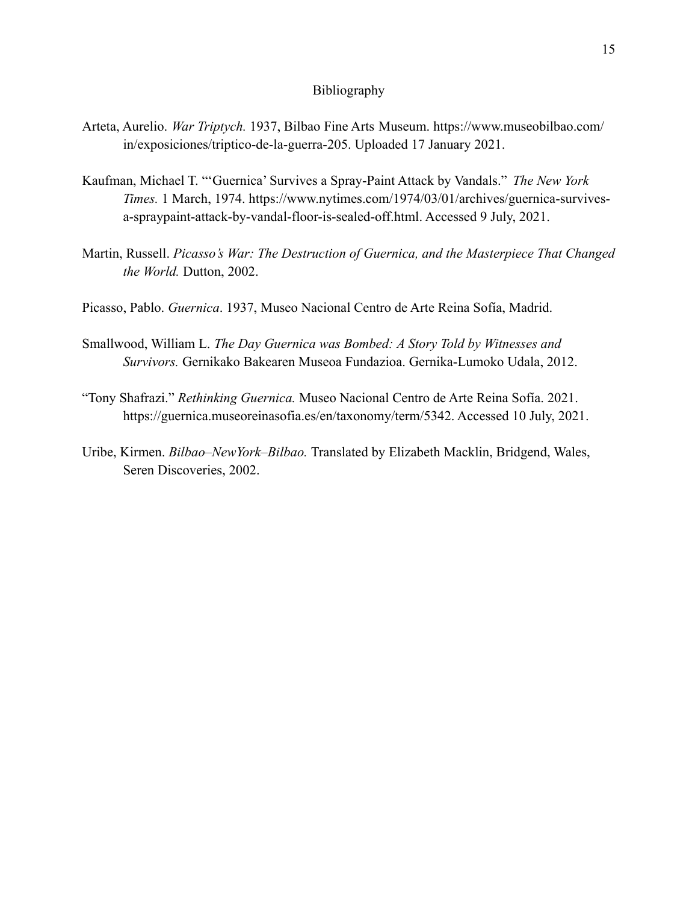# Bibliography

Arteta, Aurelio. *War Triptych.* 1937, Bilbao Fine Arts Museum. https://www.museobilbao.com/in/exposiciones/triptico-de-la-guerra-205. Uploaded 17 January 2021.

Kaufman, Michael T. "'Guernica' Survives a Spray-Paint Attack by Vandals." *The New York Times.* 1 March, 1974. https://www.nytimes.com/1974/03/01/archives/guernica-survives-a-spraypaint-attack-by-vandal-floor-is-sealed-off.html. Accessed 9 July, 2021.

Martin, Russell. *Picasso's War: The Destruction of Guernica, and the Masterpiece That Changed the World.* Dutton, 2002.

Picasso, Pablo. *Guernica*. 1937, Museo Nacional Centro de Arte Reina Sofía, Madrid.

Smallwood, William L. *The Day Guernica was Bombed: A Story Told by Witnesses and Survivors.* Gernikako Bakearen Museoa Fundazioa. Gernika-Lumoko Udala, 2012.

"Tony Shafrazi." *Rethinking Guernica.* Museo Nacional Centro de Arte Reina Sofía. 2021. https://guernica.museoreinasofia.es/en/taxonomy/term/5342. Accessed 10 July, 2021.

Uribe, Kirmen. *Bilbao–NewYork–Bilbao.* Translated by Elizabeth Macklin, Bridgend, Wales, Seren Discoveries, 2002.